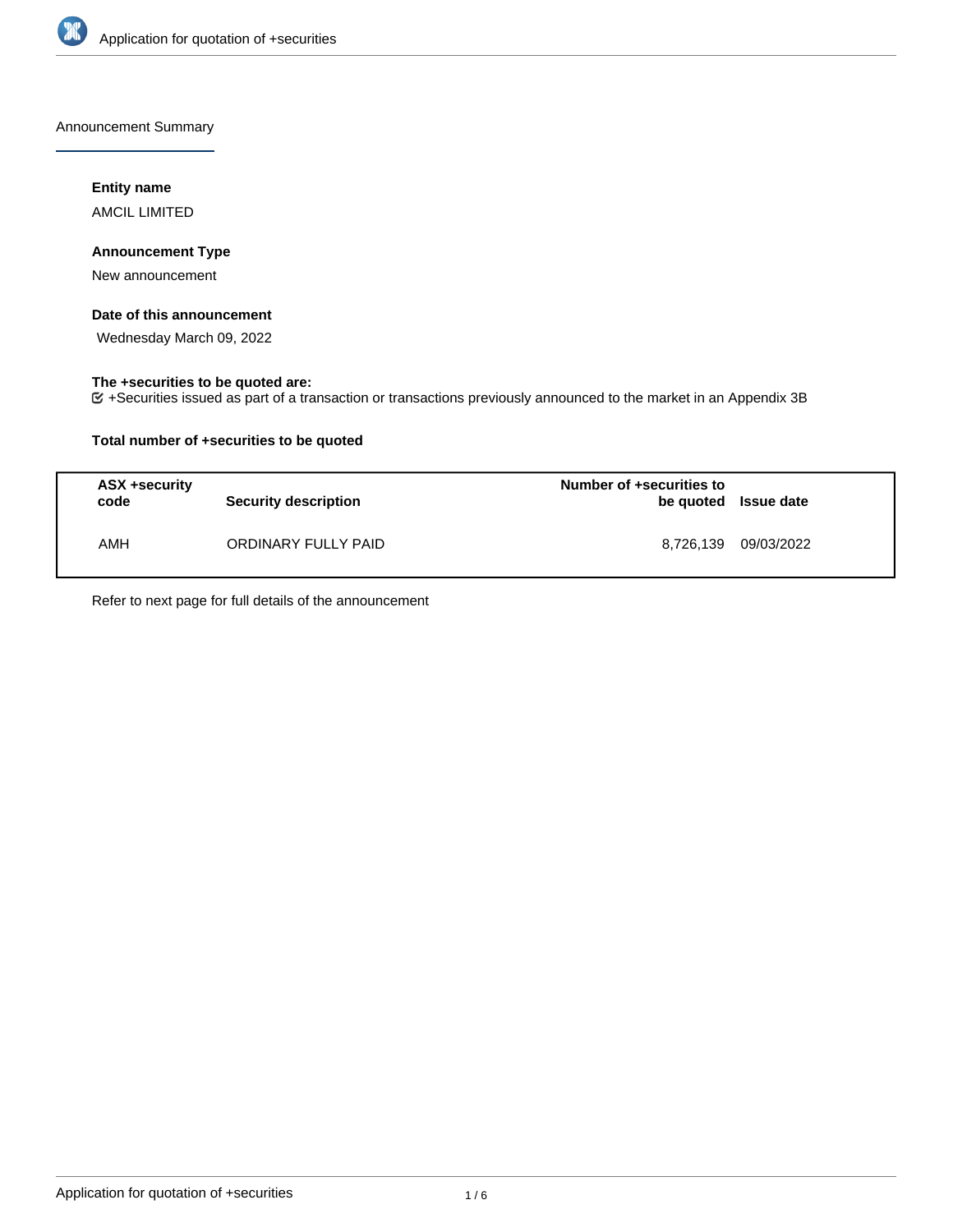Announcement Summary

**Entity name**

AMCIL LIMITED

**Announcement Type**

New announcement

**Date of this announcement**

Wednesday March 09, 2022

**The +securities to be quoted are:**

+Securities issued as part of a transaction or transactions previously announced to the market in an Appendix 3B

**Total number of +securities to be quoted**

| ASX +security code | Security description | Number of +securities to be quoted | Issue date |
|---|---|---|---|
| AMH | ORDINARY FULLY PAID | 8,726,139 | 09/03/2022 |

Refer to next page for full details of the announcement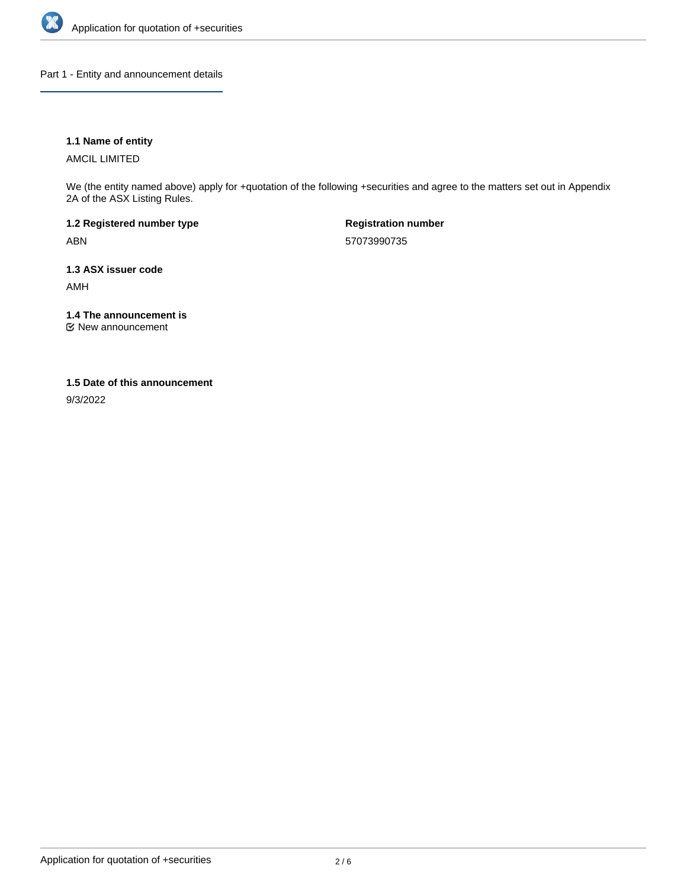## Part 1 - Entity and announcement details

### 1.1 Name of entity

AMCIL LIMITED

We (the entity named above) apply for +quotation of the following +securities and agree to the matters set out in Appendix 2A of the ASX Listing Rules.

**1.2 Registered number type**

ABN

**Registration number**

57073990735

### 1.3 ASX issuer code

AMH

### 1.4 The announcement is

☑ New announcement

### 1.5 Date of this announcement

9/3/2022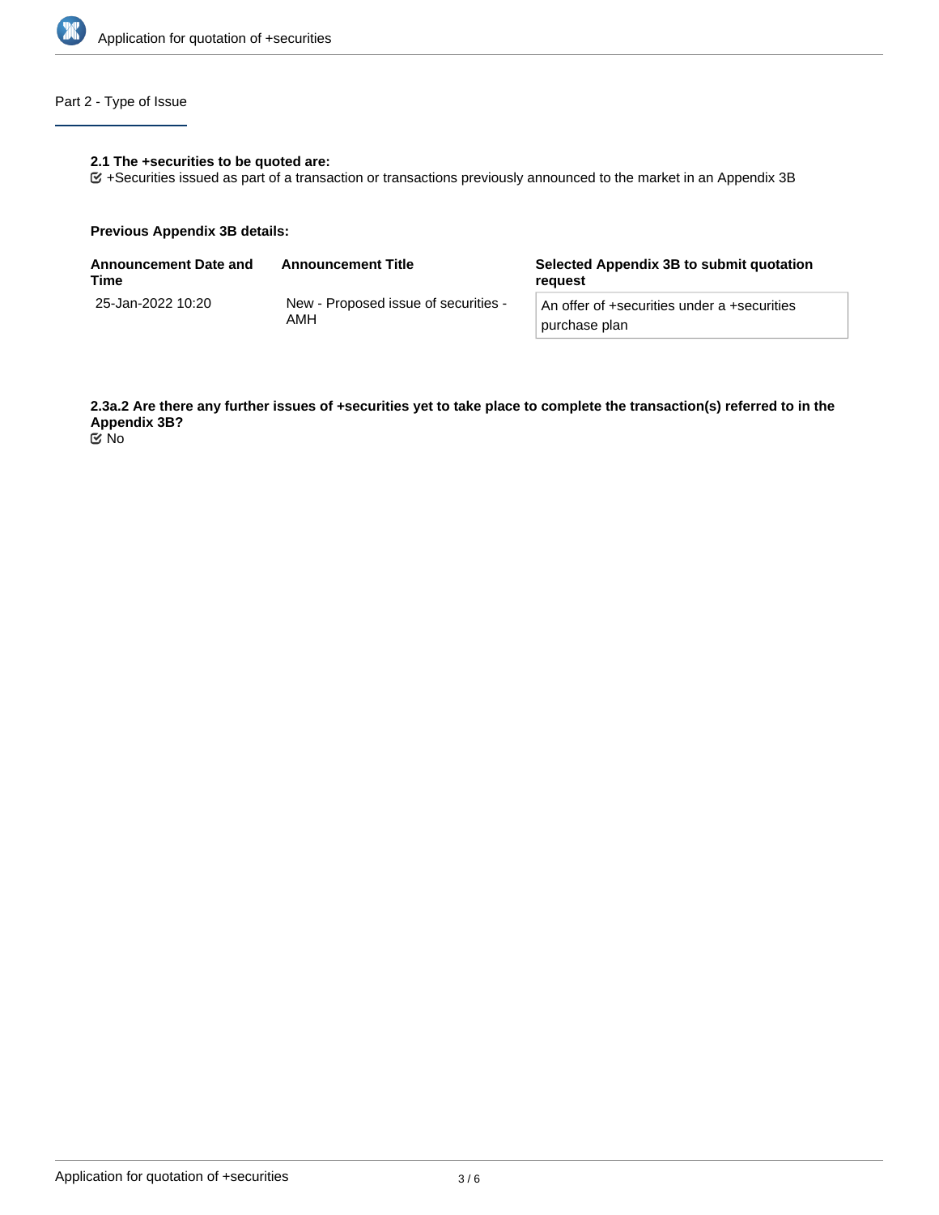## Part 2 - Type of Issue

**2.1 The +securities to be quoted are:**

☑ +Securities issued as part of a transaction or transactions previously announced to the market in an Appendix 3B

**Previous Appendix 3B details:**

| Announcement Date and Time | Announcement Title | Selected Appendix 3B to submit quotation request |
|---|---|---|
| 25-Jan-2022 10:20 | New - Proposed issue of securities - AMH | An offer of +securities under a +securities purchase plan |

**2.3a.2 Are there any further issues of +securities yet to take place to complete the transaction(s) referred to in the Appendix 3B?**

☑ No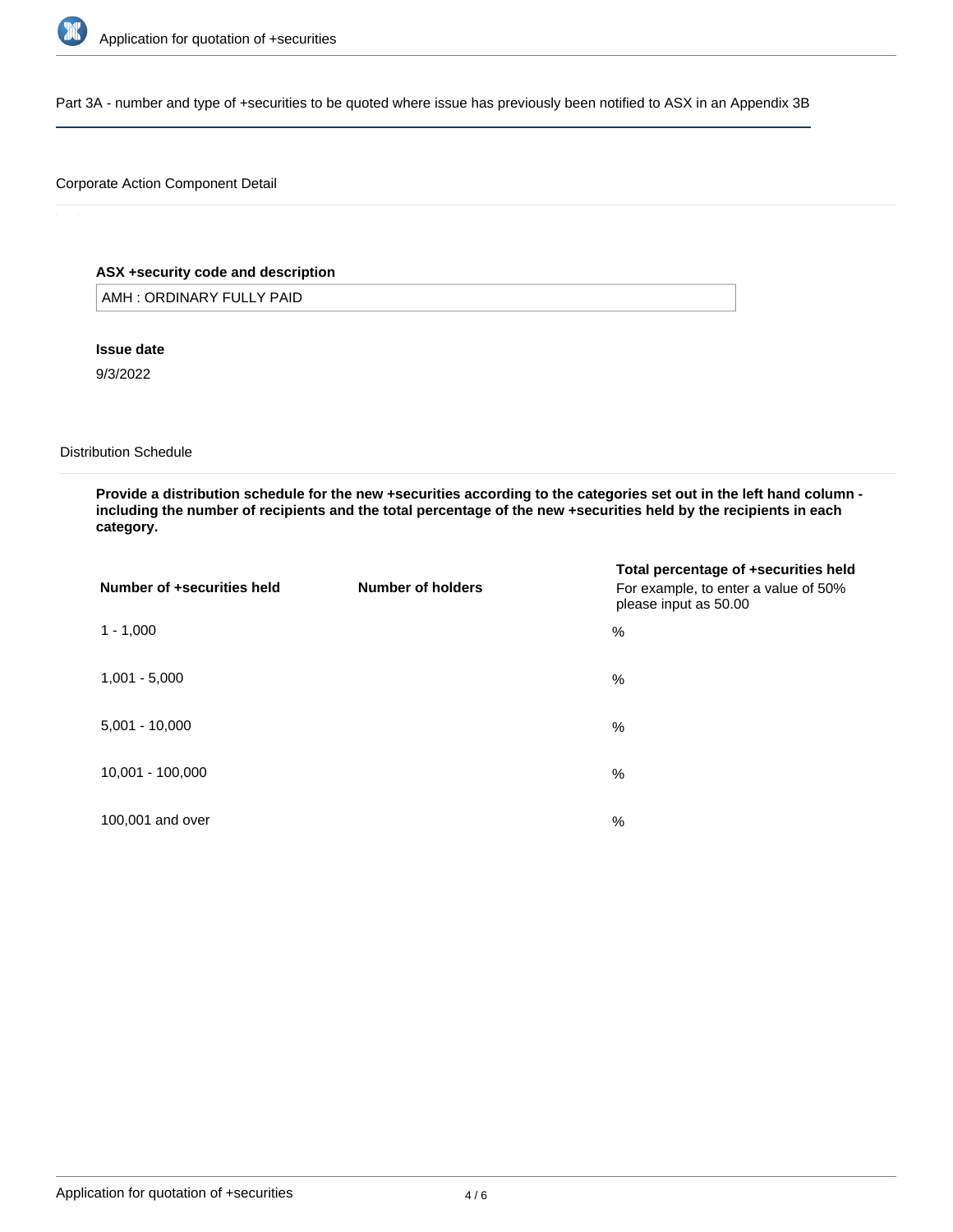Part 3A - number and type of +securities to be quoted where issue has previously been notified to ASX in an Appendix 3B

Corporate Action Component Detail

**ASX +security code and description**

AMH : ORDINARY FULLY PAID

**Issue date**

9/3/2022

Distribution Schedule

**Provide a distribution schedule for the new +securities according to the categories set out in the left hand column - including the number of recipients and the total percentage of the new +securities held by the recipients in each category.**

| Number of +securities held | Number of holders | Total percentage of +securities held For example, to enter a value of 50% please input as 50.00 |
|---|---|---|
| 1 - 1,000 | | % |
| 1,001 - 5,000 | | % |
| 5,001 - 10,000 | | % |
| 10,001 - 100,000 | | % |
| 100,001 and over | | % |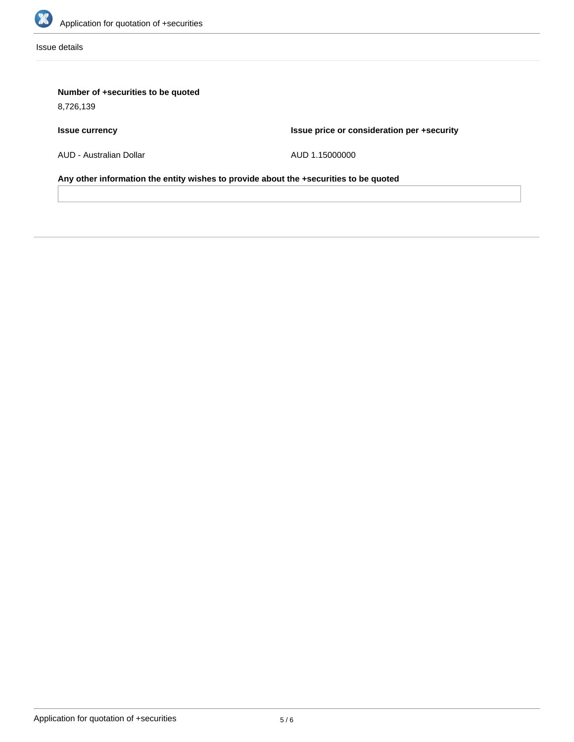Issue details

**Number of +securities to be quoted**

8,726,139

| **Issue currency** | **Issue price or consideration per +security** |
| --- | --- |
| AUD - Australian Dollar | AUD 1.15000000 |

**Any other information the entity wishes to provide about the +securities to be quoted**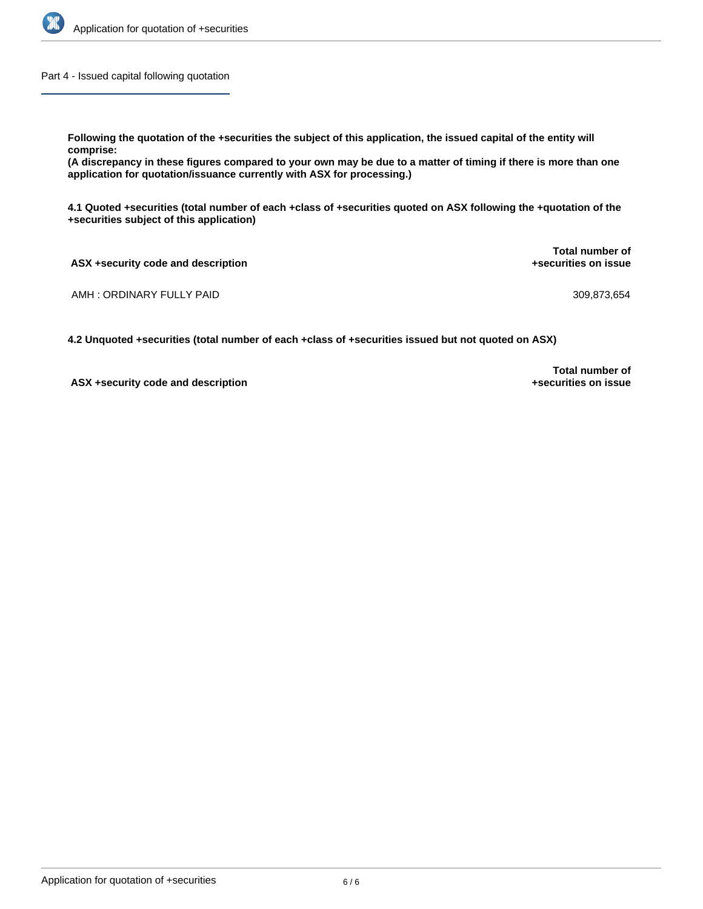Part 4 - Issued capital following quotation

**Following the quotation of the +securities the subject of this application, the issued capital of the entity will comprise:**
**(A discrepancy in these figures compared to your own may be due to a matter of timing if there is more than one application for quotation/issuance currently with ASX for processing.)**

**4.1 Quoted +securities (total number of each +class of +securities quoted on ASX following the +quotation of the +securities subject of this application)**

| ASX +security code and description | Total number of +securities on issue |
|---|---|
| AMH : ORDINARY FULLY PAID | 309,873,654 |

**4.2 Unquoted +securities (total number of each +class of +securities issued but not quoted on ASX)**

| ASX +security code and description | Total number of +securities on issue |
|---|---|